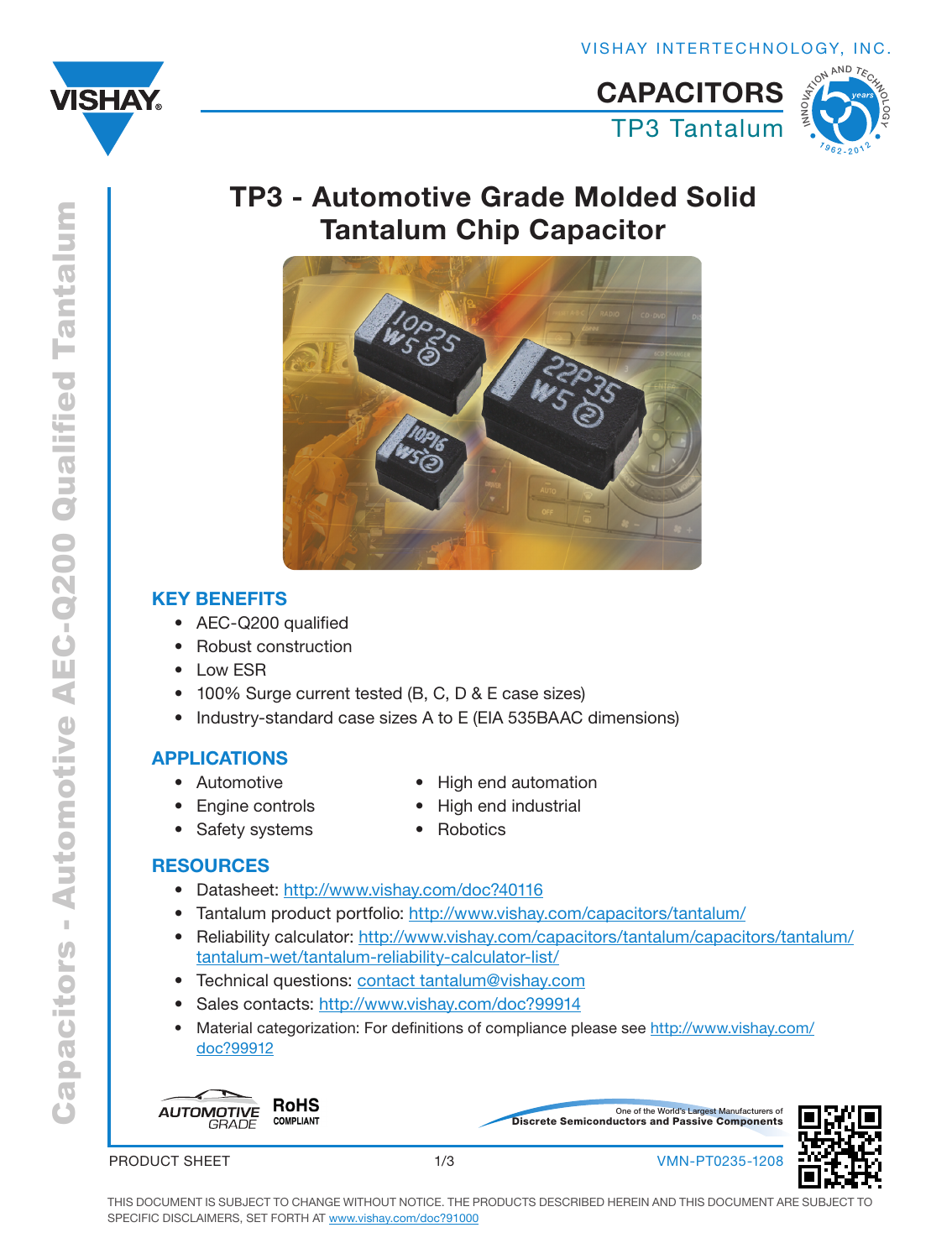VISHAY INTERTECHNOLOGY, INC.

# CAPACITORS

TP3 Tantalum

Capacitors - Automotive AEC-Q200 Qualified Tantalum

# TP3 - Automotive Grade Molded Solid Tantalum Chip Capacitor

## KEY BENEFITS

- AEC-Q200 qualified
- Robust construction
- Low ESR
- 100% Surge current tested (B, C, D & E case sizes)
- Industry-standard case sizes A to E (EIA 535BAAC dimensions)

## APPLICATIONS

- Automotive
- Engine controls
- Safety systems
- High end automation
- High end industrial
- Robotics

## RESOURCES

- Datasheet: http://www.vishay.com/doc?40116
- Tantalum product portfolio: http://www.vishay.com/capacitors/tantalum/
- Reliability calculator: http://www.vishay.com/capacitors/tantalum/capacitors/tantalum/tantalum-wet/tantalum-reliability-calculator-list/
- Technical questions: contact tantalum@vishay.com
- Sales contacts: http://www.vishay.com/doc?99914
- Material categorization: For definitions of compliance please see http://www.vishay.com/doc?99912

AUTOMOTIVE GRADE

RoHS COMPLIANT

One of the World's Largest Manufacturers of Discrete Semiconductors and Passive Components

PRODUCT SHEET

VMN-PT0235-1208

THIS DOCUMENT IS SUBJECT TO CHANGE WITHOUT NOTICE. THE PRODUCTS DESCRIBED HEREIN AND THIS DOCUMENT ARE SUBJECT TO SPECIFIC DISCLAIMERS, SET FORTH AT www.vishay.com/doc?91000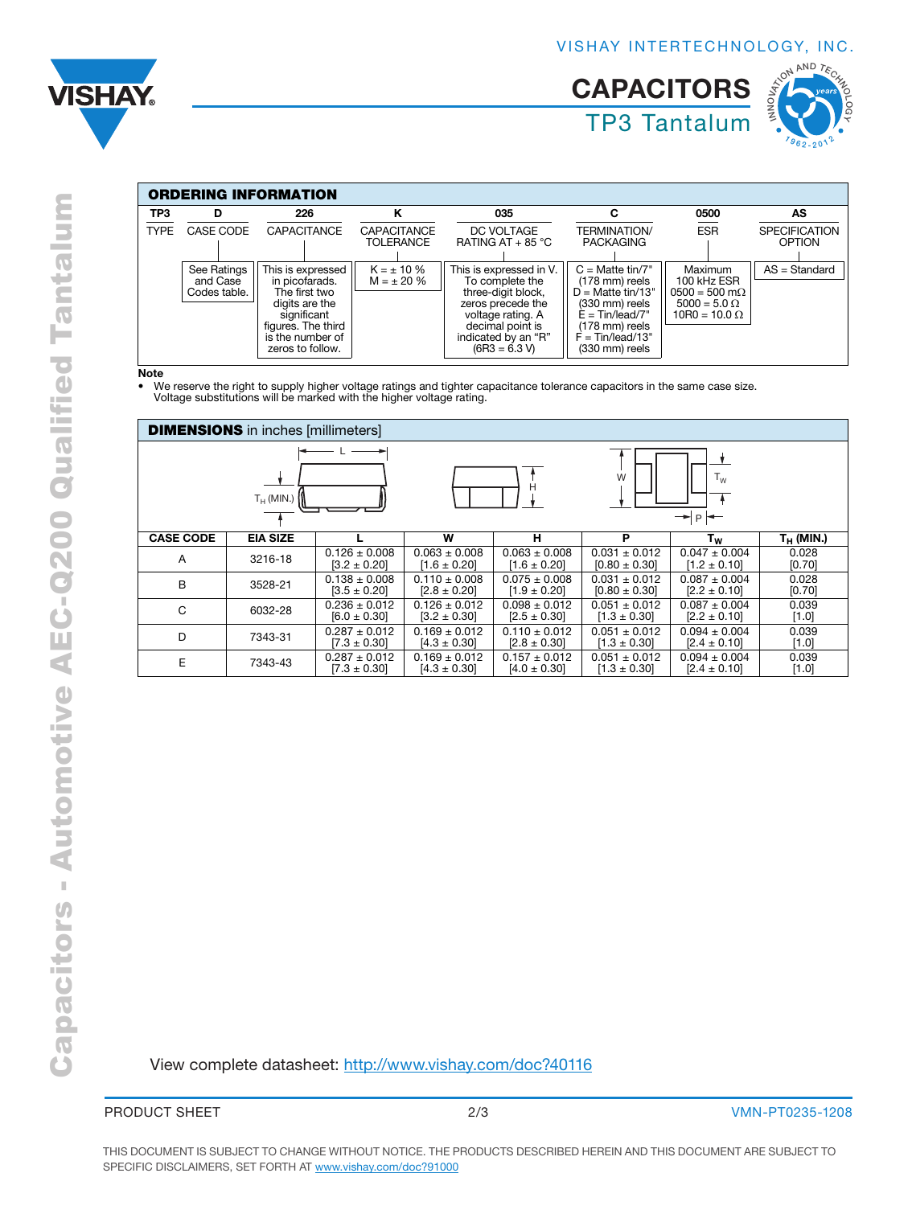## ORDERING INFORMATION

| TP3 | D | 226 | K | 035 | C | 0500 | AS |
|---|---|---|---|---|---|---|---|
| TYPE | CASE CODE | CAPACITANCE | CAPACITANCE TOLERANCE | DC VOLTAGE RATING AT + 85 °C | TERMINATION/ PACKAGING | ESR | SPECIFICATION OPTION |
| | See Ratings and Case Codes table. | This is expressed in picofarads. The first two digits are the significant figures. The third is the number of zeros to follow. | K = ± 10 % M = ± 20 % | This is expressed in V. To complete the three-digit block, zeros precede the voltage rating. A decimal point is indicated by an "R" (6R3 = 6.3 V) | C = Matte tin/7" (178 mm) reels D = Matte tin/13" (330 mm) reels E = Tin/lead/7" (178 mm) reels F = Tin/lead/13" (330 mm) reels | Maximum 100 kHz ESR 0500 = 500 mΩ 5000 = 5.0 Ω 10R0 = 10.0 Ω | AS = Standard |

**Note**

- We reserve the right to supply higher voltage ratings and tighter capacitance tolerance capacitors in the same case size. Voltage substitutions will be marked with the higher voltage rating.

## DIMENSIONS in inches [millimeters]

| CASE CODE | EIA SIZE | L | W | H | P | $T_W$ | $T_H$ (MIN.) |
|---|---|---|---|---|---|---|---|
| A | 3216-18 | 0.126 ± 0.008 [3.2 ± 0.20] | 0.063 ± 0.008 [1.6 ± 0.20] | 0.063 ± 0.008 [1.6 ± 0.20] | 0.031 ± 0.012 [0.80 ± 0.30] | 0.047 ± 0.004 [1.2 ± 0.10] | 0.028 [0.70] |
| B | 3528-21 | 0.138 ± 0.008 [3.5 ± 0.20] | 0.110 ± 0.008 [2.8 ± 0.20] | 0.075 ± 0.008 [1.9 ± 0.20] | 0.031 ± 0.012 [0.80 ± 0.30] | 0.087 ± 0.004 [2.2 ± 0.10] | 0.028 [0.70] |
| C | 6032-28 | 0.236 ± 0.012 [6.0 ± 0.30] | 0.126 ± 0.012 [3.2 ± 0.30] | 0.098 ± 0.012 [2.5 ± 0.30] | 0.051 ± 0.012 [1.3 ± 0.30] | 0.087 ± 0.004 [2.2 ± 0.10] | 0.039 [1.0] |
| D | 7343-31 | 0.287 ± 0.012 [7.3 ± 0.30] | 0.169 ± 0.012 [4.3 ± 0.30] | 0.110 ± 0.012 [2.8 ± 0.30] | 0.051 ± 0.012 [1.3 ± 0.30] | 0.094 ± 0.004 [2.4 ± 0.10] | 0.039 [1.0] |
| E | 7343-43 | 0.287 ± 0.012 [7.3 ± 0.30] | 0.169 ± 0.012 [4.3 ± 0.30] | 0.157 ± 0.012 [4.0 ± 0.30] | 0.051 ± 0.012 [1.3 ± 0.30] | 0.094 ± 0.004 [2.4 ± 0.10] | 0.039 [1.0] |

View complete datasheet: http://www.vishay.com/doc?40116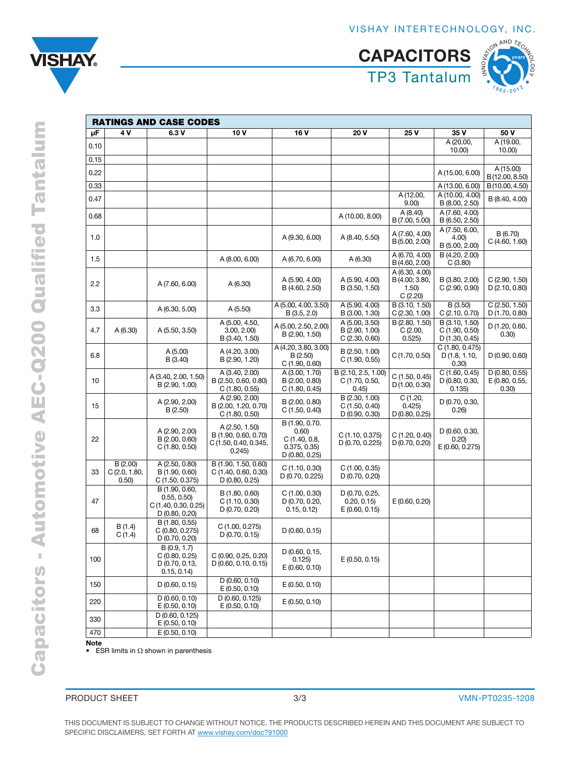## RATINGS AND CASE CODES

| μF | 4 V | 6.3 V | 10 V | 16 V | 20 V | 25 V | 35 V | 50 V |
|---|---|---|---|---|---|---|---|---|
| 0.10 | | | | | | | A (20.00, 10.00) | A (19.00, 10.00) |
| 0.15 | | | | | | | | |
| 0.22 | | | | | | | A (15.00, 6.00) | A (15.00) B (12.00, 8.50) |
| 0.33 | | | | | | | A (13.00, 6.00) | B (10.00, 4.50) |
| 0.47 | | | | | | A (12.00, 9.00) | A (10.00, 4.00) B (8.00, 2.50) | B (8.40, 4.00) |
| 0.68 | | | | | A (10.00, 8.00) | A (8.40) B (7.00, 5.00) | A (7.60, 4.00) B (6.50, 2.50) | |
| 1.0 | | | | A (9.30, 6.00) | A (8.40, 5.50) | A (7.60, 4.00) B (5.00, 2.00) | A (7.50, 6.00, 4.00) B (5.00, 2.00) | B (6.70) C (4.60, 1.60) |
| 1.5 | | | A (8.00, 6.00) | A (6.70, 6.00) | A (6.30) | A (6.70, 4.00) B (4.60, 2.00) | B (4.20, 2.00) C (3.80) | |
| 2.2 | | A (7.60, 6.00) | A (6.30) | A (5.90, 4.00) B (4.60, 2.50) | A (5.90, 4.00) B (3.50, 1.50) | A (6.30, 4.00) B (4.00; 3.80, 1.50) C (2.20) | B (3.80, 2.00) C (2.90, 0.90) | C (2.90, 1.50) D (2.10, 0.80) |
| 3.3 | | A (6.30, 5.00) | A (5.50) | A (5.00, 4.00, 3.50) B (3.5, 2.0) | A (5.90, 4.00) B (3.00, 1.30) | B (3.10, 1.50) C (2.30, 1.00) | B (3.50) C (2.10, 0.70) | C (2.50, 1.50) D (1.70, 0.80) |
| 4.7 | A (6.30) | A (5.50, 3.50) | A (5.00, 4.50, 3.00, 2.00) B (3.40, 1.50) | A (5.00, 2.50, 2.00) B (2.90, 1.50) | A (5.00, 3.50) B (2.90, 1.00) C (2.30, 0.60) | B (2.80, 1.50) C (2.00, 0.525) | B (3.10, 1.50) C (1.90, 0.50) D (1.30, 0.45) | D (1.20, 0.60, 0.30) |
| 6.8 | | A (5.00) B (3.40) | A (4.20, 3.00) B (2.90, 1.20) | A (4.20, 3.80, 3.00) B (2.50) C (1.90, 0.60) | B (2.50, 1.00) C (1.90, 0.55) | C (1.70, 0.50) | C (1.80, 0.475) D (1.8, 1.10, 0.30) | D (0.90, 0.60) |
| 10 | | A (3.40, 2.00, 1.50) B (2.90, 1.00) | A (3.40, 2.00) B (2.50, 0.60, 0.80) C (1.80, 0.55) | A (3.00, 1.70) B (2.00, 0.80) C (1.80, 0.45) | B (2.10, 2.5, 1.00) C (1.70, 0.50, 0.45) | C (1.50, 0.45) D (1.00, 0.30) | C (1.60, 0.45) D (0.80, 0.30, 0.135) | D (0.80, 0.55) E (0.80, 0.55, 0.30) |
| 15 | | A (2.90, 2.00) B (2.50) | A (2.90, 2.00) B (2.00, 1.20, 0.70) C (1.80, 0.50) | B (2.00, 0.80) C (1.50, 0.40) | B (2.30, 1.00) C (1.50, 0.40) D (0.90, 0.30) | C (1.20, 0.425) D (0.80, 0.25) | D (0.70, 0.30, 0.26) | |
| 22 | | A (2.90, 2.00) B (2.00, 0.60) C (1.80, 0.50) | A (2.50, 1.50) B (1.90, 0.60, 0.70) C (1.50, 0.40, 0.345, 0.245) | B (1.90, 0.70. 0.60) C (1.40, 0.8, 0.375, 0.35) D (0.80, 0.25) | C (1.10, 0.375) D (0.70, 0.225) | C (1.20, 0.40) D (0.70, 0.20) | D (0.60, 0.30, 0.20) E (0.60, 0.275) | |
| 33 | B (2.00) C (2.0, 1.80, 0.50) | A (2.50, 0.80) B (1.90, 0.60) C (1.50, 0.375) | B (1.90, 1.50, 0.60) C (1.40, 0.60, 0.30) D (0.80, 0.25) | C (1.10, 0.30) D (0.70, 0.225) | C (1.00, 0.35) D (0.70, 0.20) | | | |
| 47 | | B (1.90, 0.60, 0.55, 0.50) C (1.40, 0.30, 0.25) D (0.80, 0.20) | B (1.80, 0.60) C (1.10, 0.30) D (0.70, 0.20) | C (1.00, 0.30) D (0.70, 0.20, 0.15, 0.12) | D (0.70, 0.25, 0.20, 0.15) E (0.60, 0.15) | E (0.60, 0.20) | | |
| 68 | B (1.4) C (1.4) | B (1.80, 0.55) C (0.80, 0.275) D (0.70, 0.20) | C (1.00, 0.275) D (0.70, 0.15) | D (0.60, 0.15) | | | | |
| 100 | | B (0.9, 1.7) C (0.80, 0.25) D (0.70, 0.13, 0.15, 0.14) | C (0.90, 0.25, 0.20) D (0.60, 0.10, 0.15) | D (0.60, 0.15, 0.125) E (0.60, 0.10) | E (0.50, 0.15) | | | |
| 150 | | D (0.60, 0.15) | D (0.60, 0.10) E (0.50, 0.10) | E (0.50, 0.10) | | | | |
| 220 | | D (0.60, 0.10) E (0.50, 0.10) | D (0.60, 0.125) E (0.50, 0.10) | E (0.50, 0.10) | | | | |
| 330 | | D (0.60, 0.125) E (0.50, 0.10) | | | | | | |
| 470 | | E (0.50, 0.10) | | | | | | |

**Note**

- ESR limits in Ω shown in parenthesis

PRODUCT SHEET VMN-PT0235-1208

THIS DOCUMENT IS SUBJECT TO CHANGE WITHOUT NOTICE. THE PRODUCTS DESCRIBED HEREIN AND THIS DOCUMENT ARE SUBJECT TO SPECIFIC DISCLAIMERS, SET FORTH AT www.vishay.com/doc?91000